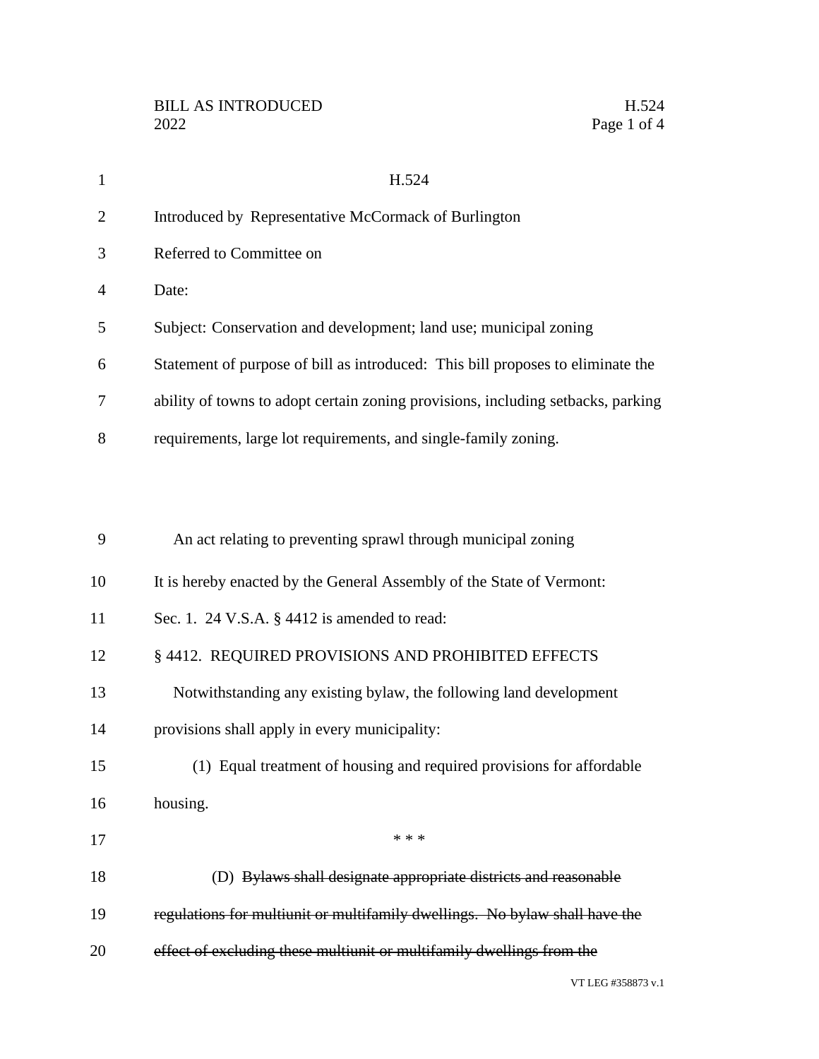H.524

Introduced by Representative McCormack of Burlington

Referred to Committee on

Date:

Subject: Conservation and development; land use; municipal zoning

Statement of purpose of bill as introduced: This bill proposes to eliminate the ability of towns to adopt certain zoning provisions, including setbacks, parking requirements, large lot requirements, and single-family zoning.

An act relating to preventing sprawl through municipal zoning

It is hereby enacted by the General Assembly of the State of Vermont:

Sec. 1. 24 V.S.A. § 4412 is amended to read:

§ 4412. REQUIRED PROVISIONS AND PROHIBITED EFFECTS

Notwithstanding any existing bylaw, the following land development provisions shall apply in every municipality:

(1) Equal treatment of housing and required provisions for affordable housing.

\* \* \*

(D) ~~Bylaws shall designate appropriate districts and reasonable regulations for multiunit or multifamily dwellings. No bylaw shall have the effect of excluding these multiunit or multifamily dwellings from the~~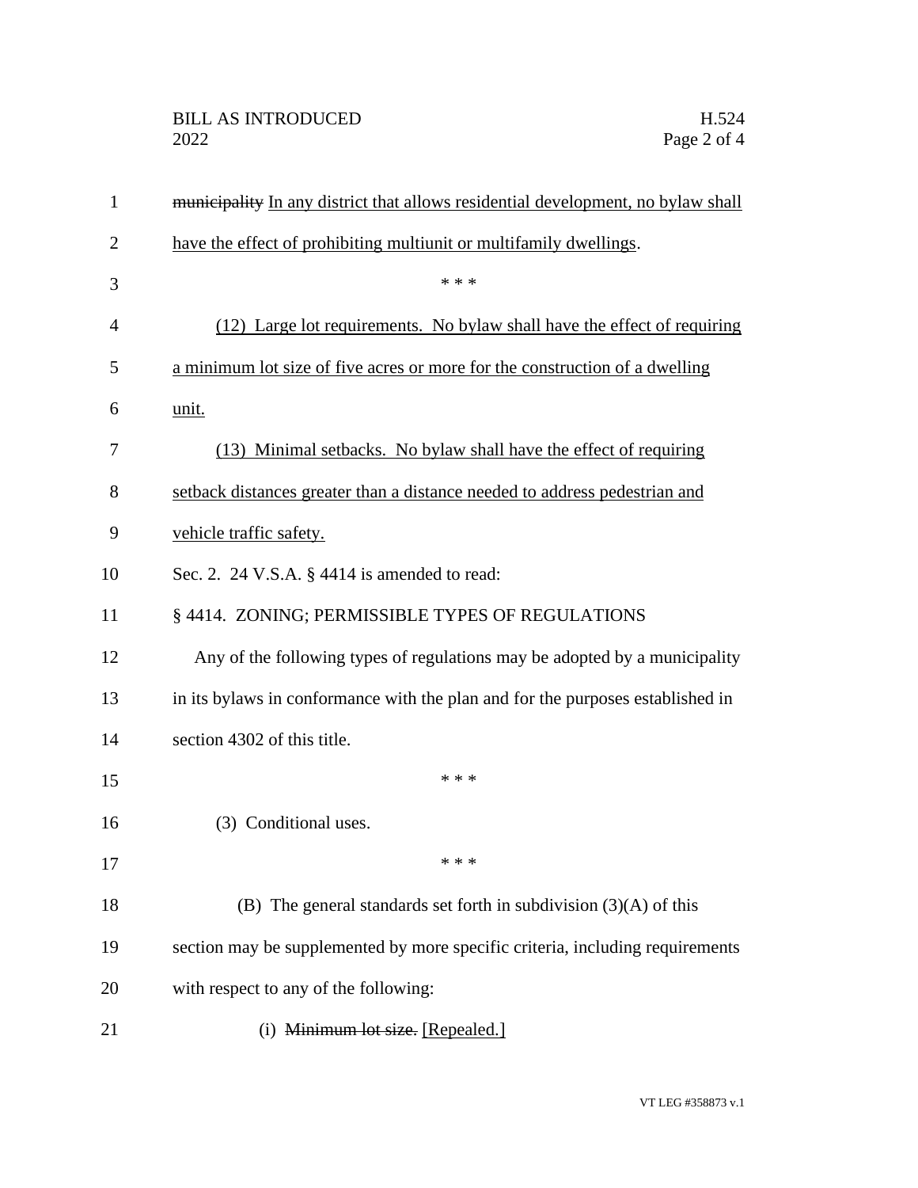~~municipality~~ In any district that allows residential development, no bylaw shall have the effect of prohibiting multiunit or multifamily dwellings.

\* \* \*

(12) Large lot requirements. No bylaw shall have the effect of requiring a minimum lot size of five acres or more for the construction of a dwelling unit.

(13) Minimal setbacks. No bylaw shall have the effect of requiring setback distances greater than a distance needed to address pedestrian and vehicle traffic safety.

Sec. 2. 24 V.S.A. § 4414 is amended to read:

§ 4414. ZONING; PERMISSIBLE TYPES OF REGULATIONS

Any of the following types of regulations may be adopted by a municipality in its bylaws in conformance with the plan and for the purposes established in section 4302 of this title.

\* \* \*

(3) Conditional uses.

\* \* \*

(B) The general standards set forth in subdivision (3)(A) of this section may be supplemented by more specific criteria, including requirements with respect to any of the following:

(i) ~~Minimum lot size.~~ [Repealed.]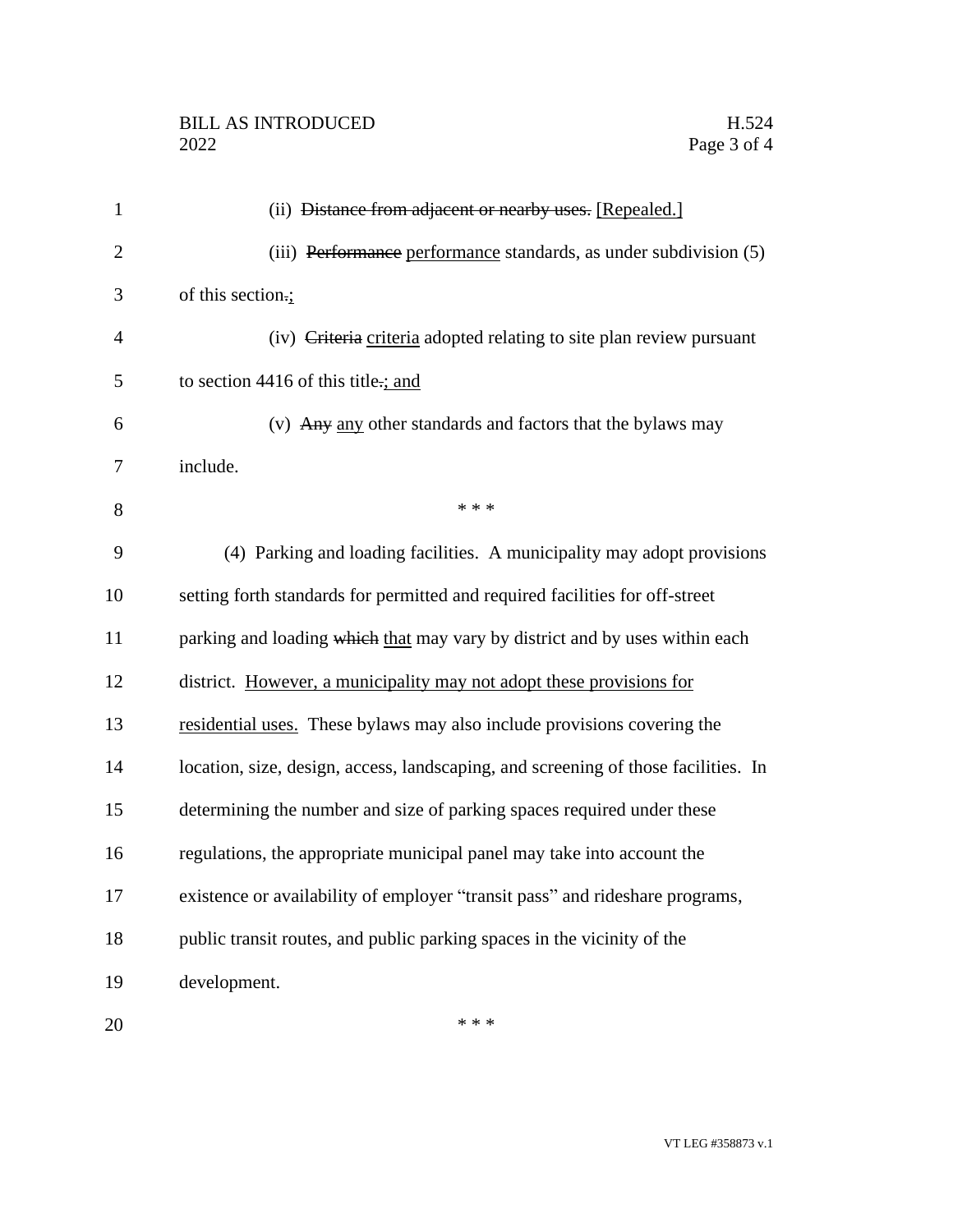(ii) ~~Distance from adjacent or nearby uses.~~ [Repealed.]

(iii) ~~Performance~~ performance standards, as under subdivision (5) of this section~~.~~;

(iv) ~~Criteria~~ criteria adopted relating to site plan review pursuant to section 4416 of this title~~.~~; and

(v) ~~Any~~ any other standards and factors that the bylaws may include.

\* \* \*

(4) Parking and loading facilities. A municipality may adopt provisions setting forth standards for permitted and required facilities for off-street parking and loading ~~which~~ that may vary by district and by uses within each district. However, a municipality may not adopt these provisions for residential uses. These bylaws may also include provisions covering the location, size, design, access, landscaping, and screening of those facilities. In determining the number and size of parking spaces required under these regulations, the appropriate municipal panel may take into account the existence or availability of employer "transit pass" and rideshare programs, public transit routes, and public parking spaces in the vicinity of the development.

\* \* \*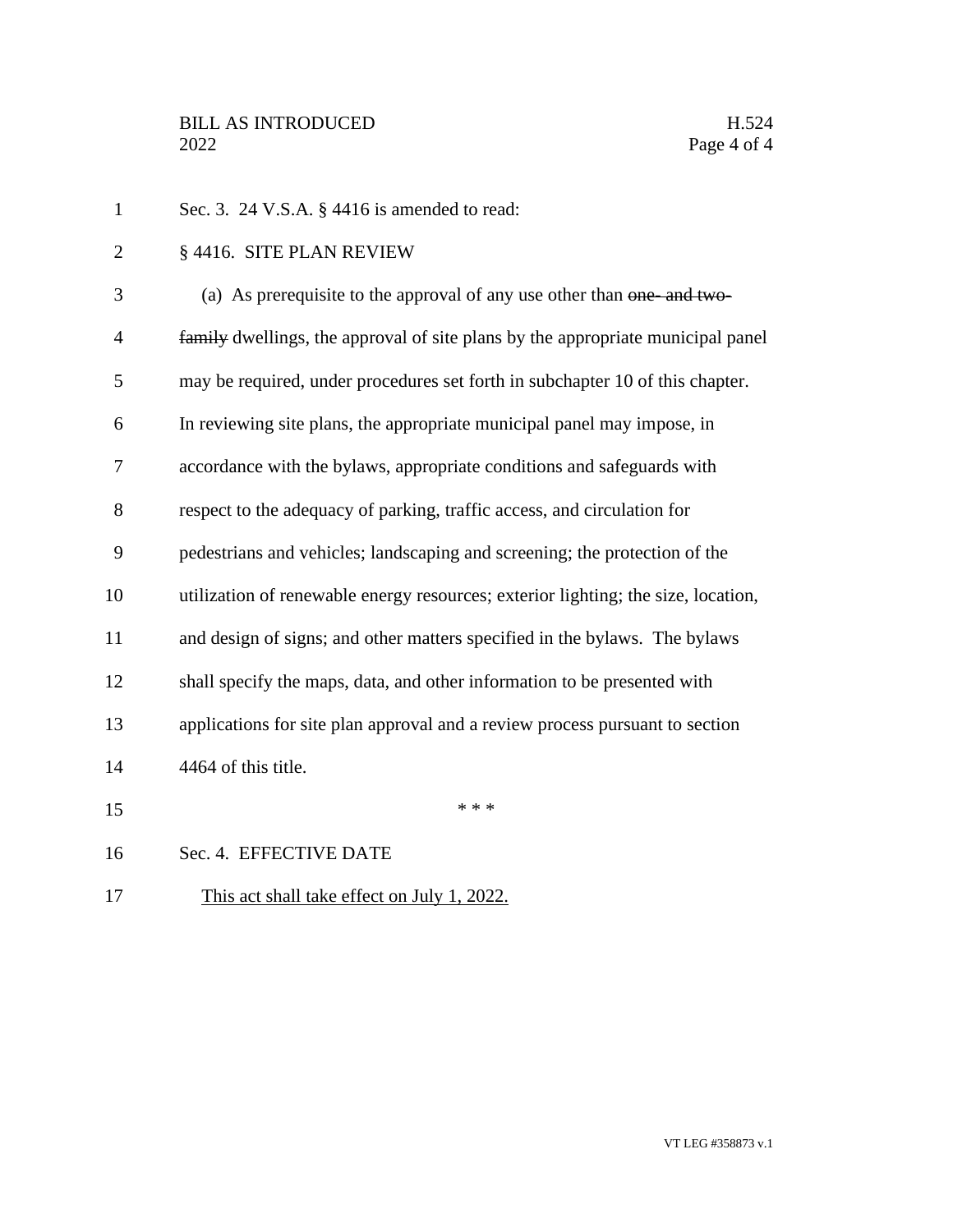Sec. 3. 24 V.S.A. § 4416 is amended to read:

§ 4416. SITE PLAN REVIEW

(a) As prerequisite to the approval of any use other than ~~one- and two-family~~ dwellings, the approval of site plans by the appropriate municipal panel may be required, under procedures set forth in subchapter 10 of this chapter. In reviewing site plans, the appropriate municipal panel may impose, in accordance with the bylaws, appropriate conditions and safeguards with respect to the adequacy of parking, traffic access, and circulation for pedestrians and vehicles; landscaping and screening; the protection of the utilization of renewable energy resources; exterior lighting; the size, location, and design of signs; and other matters specified in the bylaws. The bylaws shall specify the maps, data, and other information to be presented with applications for site plan approval and a review process pursuant to section 4464 of this title.

\* \* \*

Sec. 4. EFFECTIVE DATE

<u>This act shall take effect on July 1, 2022.</u>